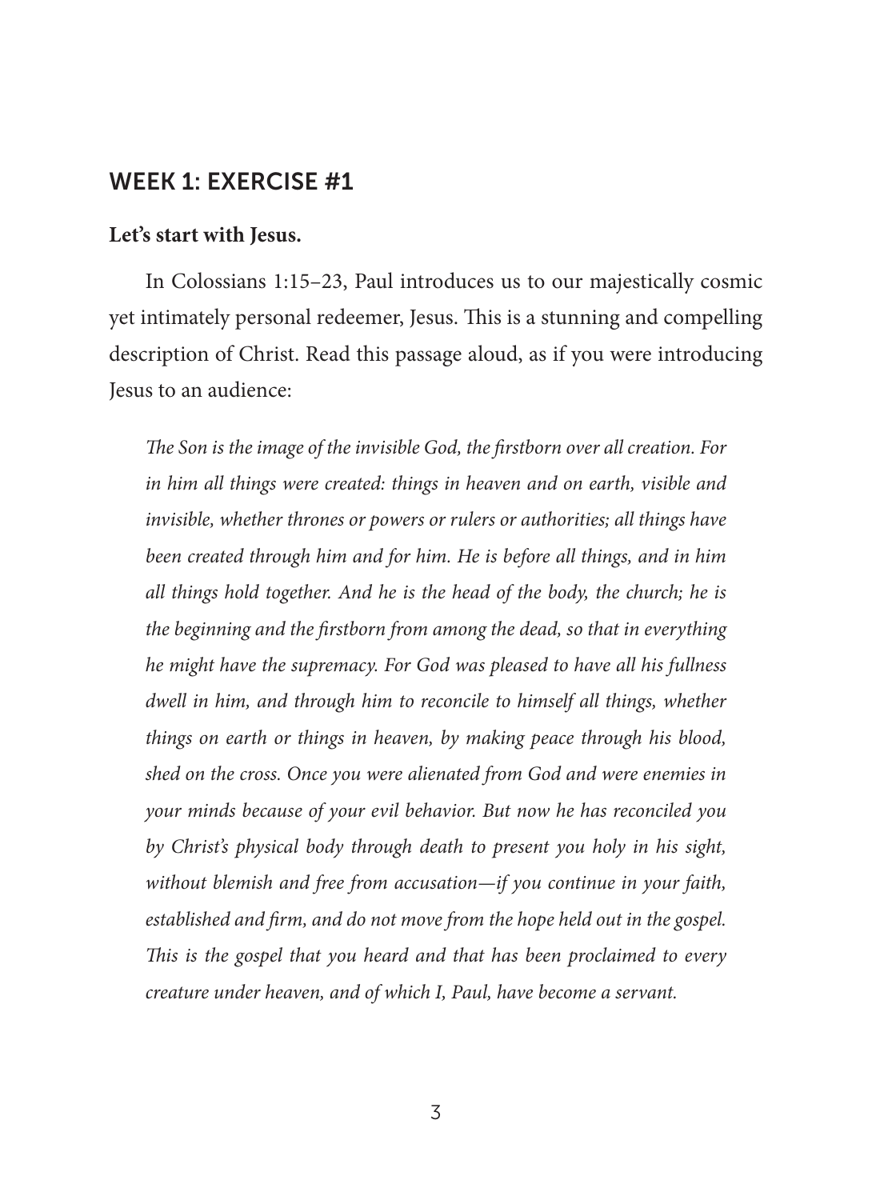## WEEK 1: EXERCISE #1

**Let's start with Jesus.**

In Colossians 1:15–23, Paul introduces us to our majestically cosmic yet intimately personal redeemer, Jesus. This is a stunning and compelling description of Christ. Read this passage aloud, as if you were introducing Jesus to an audience:

> *The Son is the image of the invisible God, the firstborn over all creation. For in him all things were created: things in heaven and on earth, visible and invisible, whether thrones or powers or rulers or authorities; all things have been created through him and for him. He is before all things, and in him all things hold together. And he is the head of the body, the church; he is the beginning and the firstborn from among the dead, so that in everything he might have the supremacy. For God was pleased to have all his fullness dwell in him, and through him to reconcile to himself all things, whether things on earth or things in heaven, by making peace through his blood, shed on the cross. Once you were alienated from God and were enemies in your minds because of your evil behavior. But now he has reconciled you by Christ's physical body through death to present you holy in his sight, without blemish and free from accusation—if you continue in your faith, established and firm, and do not move from the hope held out in the gospel. This is the gospel that you heard and that has been proclaimed to every creature under heaven, and of which I, Paul, have become a servant.*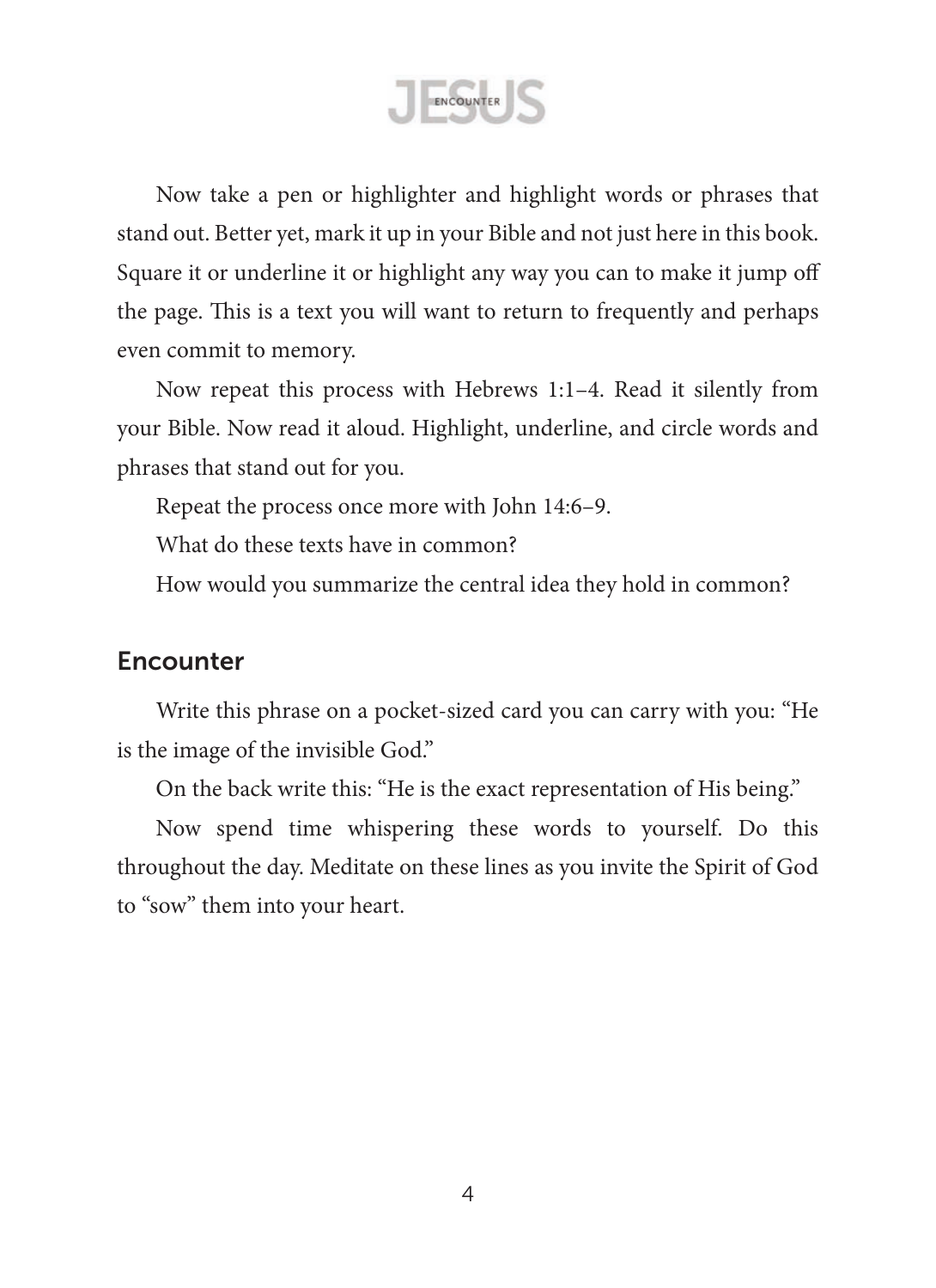Now take a pen or highlighter and highlight words or phrases that stand out. Better yet, mark it up in your Bible and not just here in this book. Square it or underline it or highlight any way you can to make it jump off the page. This is a text you will want to return to frequently and perhaps even commit to memory.

Now repeat this process with Hebrews 1:1–4. Read it silently from your Bible. Now read it aloud. Highlight, underline, and circle words and phrases that stand out for you.

Repeat the process once more with John 14:6–9.

What do these texts have in common?

How would you summarize the central idea they hold in common?

## Encounter

Write this phrase on a pocket-sized card you can carry with you: "He is the image of the invisible God."

On the back write this: "He is the exact representation of His being."

Now spend time whispering these words to yourself. Do this throughout the day. Meditate on these lines as you invite the Spirit of God to "sow" them into your heart.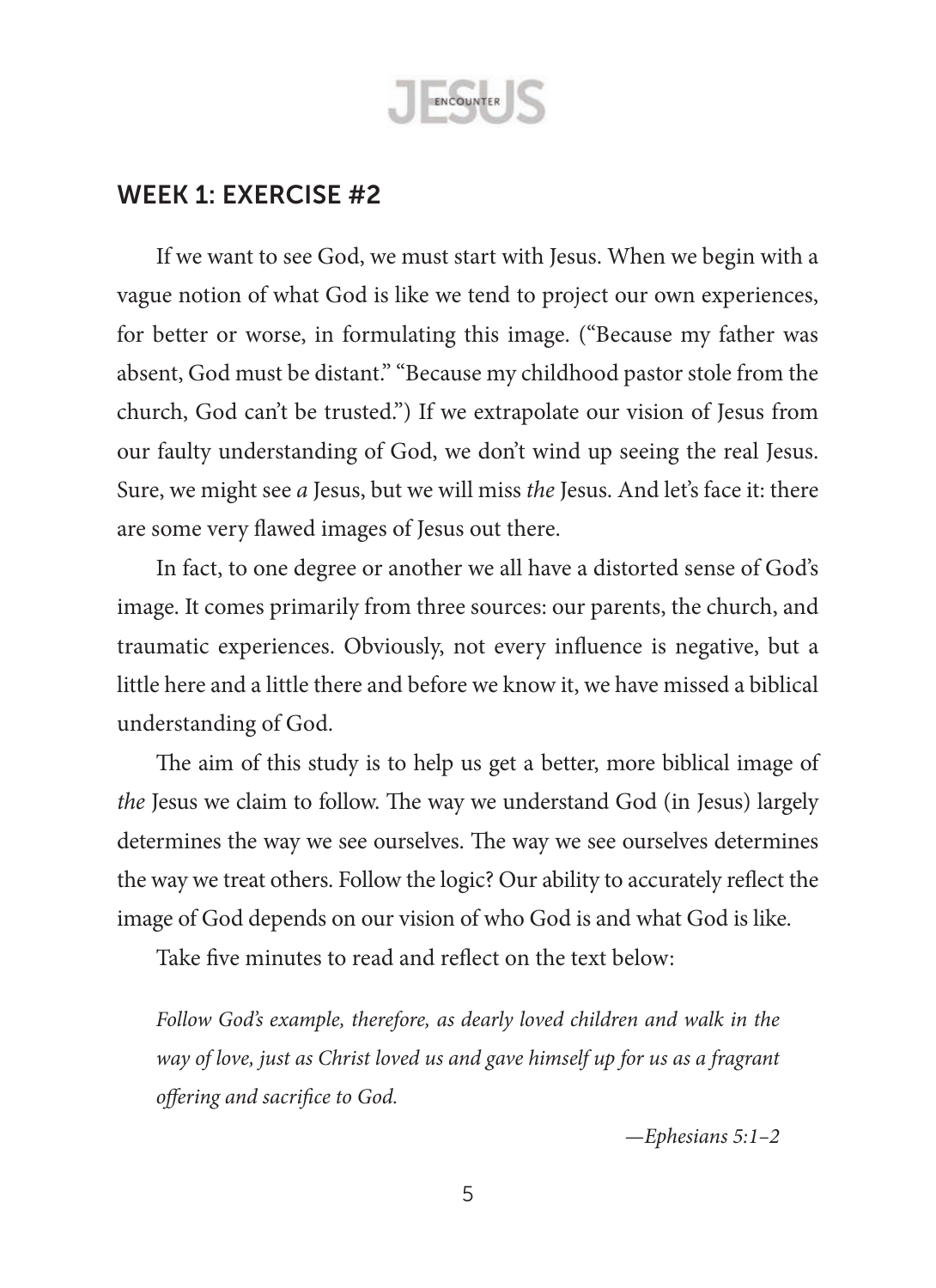## WEEK 1: EXERCISE #2

If we want to see God, we must start with Jesus. When we begin with a vague notion of what God is like we tend to project our own experiences, for better or worse, in formulating this image. ("Because my father was absent, God must be distant." "Because my childhood pastor stole from the church, God can't be trusted.") If we extrapolate our vision of Jesus from our faulty understanding of God, we don't wind up seeing the real Jesus. Sure, we might see *a* Jesus, but we will miss *the* Jesus. And let's face it: there are some very flawed images of Jesus out there.

In fact, to one degree or another we all have a distorted sense of God's image. It comes primarily from three sources: our parents, the church, and traumatic experiences. Obviously, not every influence is negative, but a little here and a little there and before we know it, we have missed a biblical understanding of God.

The aim of this study is to help us get a better, more biblical image of *the* Jesus we claim to follow. The way we understand God (in Jesus) largely determines the way we see ourselves. The way we see ourselves determines the way we treat others. Follow the logic? Our ability to accurately reflect the image of God depends on our vision of who God is and what God is like.

Take five minutes to read and reflect on the text below:

> *Follow God's example, therefore, as dearly loved children and walk in the way of love, just as Christ loved us and gave himself up for us as a fragrant offering and sacrifice to God.*
>
> —*Ephesians 5:1–2*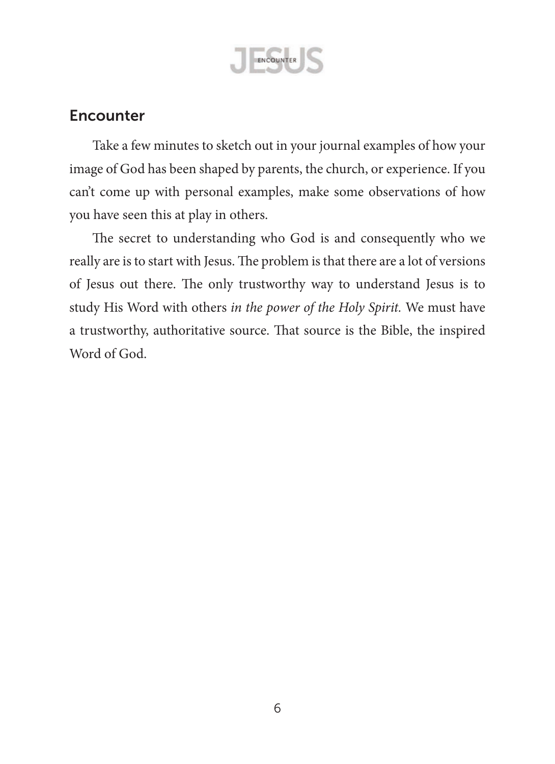## Encounter

Take a few minutes to sketch out in your journal examples of how your image of God has been shaped by parents, the church, or experience. If you can't come up with personal examples, make some observations of how you have seen this at play in others.

The secret to understanding who God is and consequently who we really are is to start with Jesus. The problem is that there are a lot of versions of Jesus out there. The only trustworthy way to understand Jesus is to study His Word with others *in the power of the Holy Spirit.* We must have a trustworthy, authoritative source. That source is the Bible, the inspired Word of God.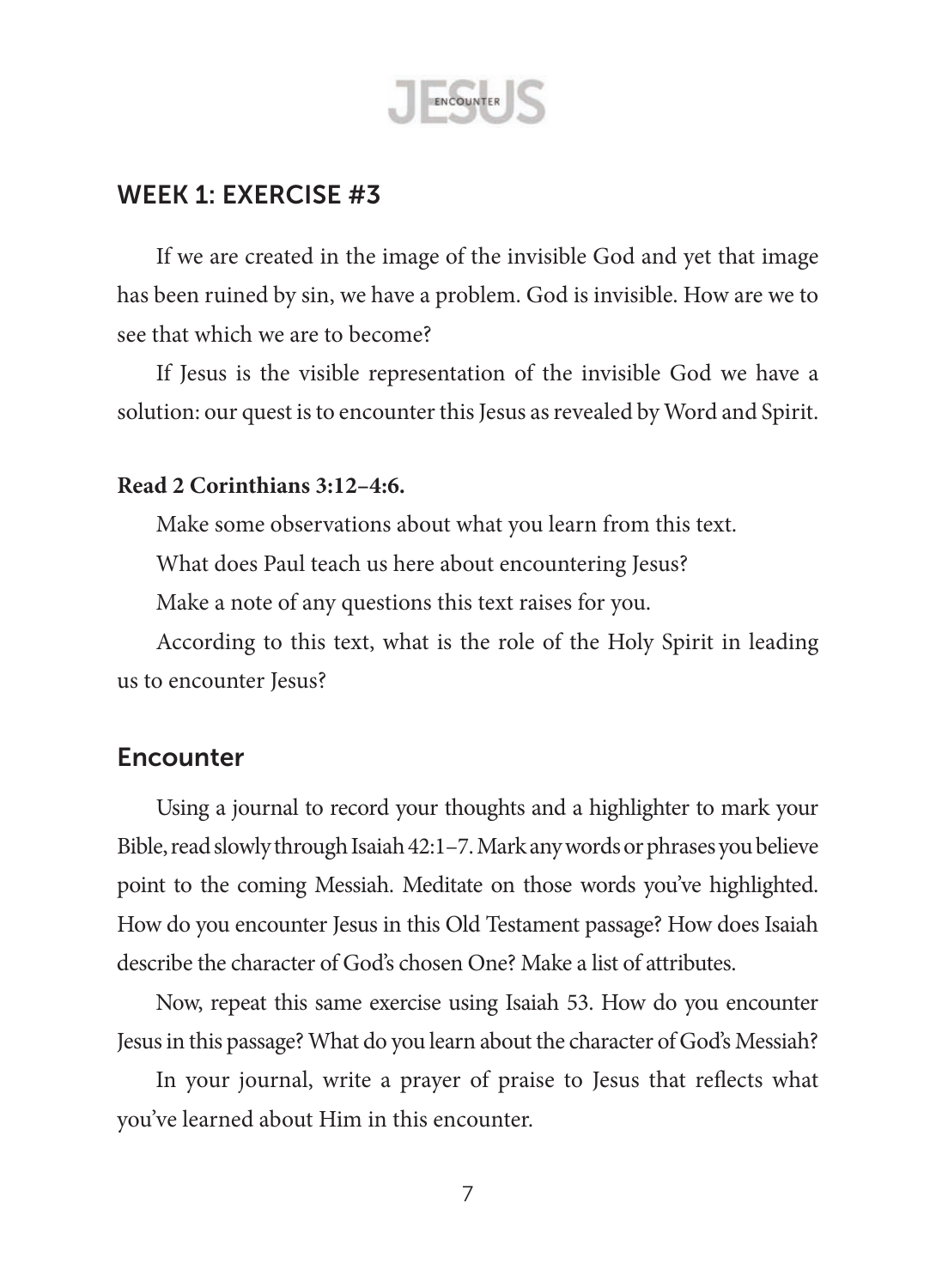## WEEK 1: EXERCISE #3

If we are created in the image of the invisible God and yet that image has been ruined by sin, we have a problem. God is invisible. How are we to see that which we are to become?

If Jesus is the visible representation of the invisible God we have a solution: our quest is to encounter this Jesus as revealed by Word and Spirit.

**Read 2 Corinthians 3:12–4:6.**

Make some observations about what you learn from this text.

What does Paul teach us here about encountering Jesus?

Make a note of any questions this text raises for you.

According to this text, what is the role of the Holy Spirit in leading us to encounter Jesus?

### Encounter

Using a journal to record your thoughts and a highlighter to mark your Bible, read slowly through Isaiah 42:1–7. Mark any words or phrases you believe point to the coming Messiah. Meditate on those words you've highlighted. How do you encounter Jesus in this Old Testament passage? How does Isaiah describe the character of God's chosen One? Make a list of attributes.

Now, repeat this same exercise using Isaiah 53. How do you encounter Jesus in this passage? What do you learn about the character of God's Messiah?

In your journal, write a prayer of praise to Jesus that reflects what you've learned about Him in this encounter.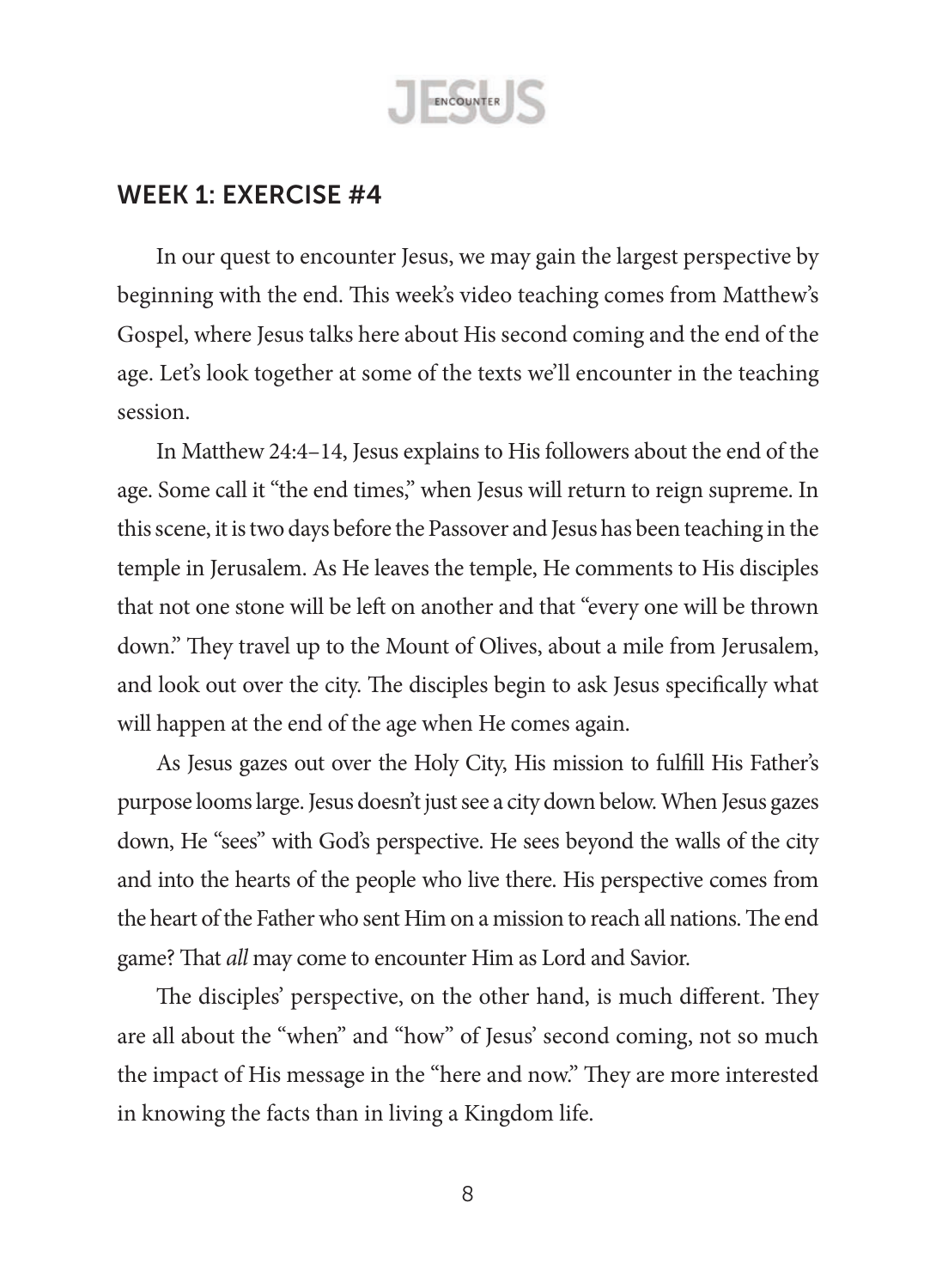## WEEK 1: EXERCISE #4

In our quest to encounter Jesus, we may gain the largest perspective by beginning with the end. This week's video teaching comes from Matthew's Gospel, where Jesus talks here about His second coming and the end of the age. Let's look together at some of the texts we'll encounter in the teaching session.

In Matthew 24:4–14, Jesus explains to His followers about the end of the age. Some call it "the end times," when Jesus will return to reign supreme. In this scene, it is two days before the Passover and Jesus has been teaching in the temple in Jerusalem. As He leaves the temple, He comments to His disciples that not one stone will be left on another and that "every one will be thrown down." They travel up to the Mount of Olives, about a mile from Jerusalem, and look out over the city. The disciples begin to ask Jesus specifically what will happen at the end of the age when He comes again.

As Jesus gazes out over the Holy City, His mission to fulfill His Father's purpose looms large. Jesus doesn't just see a city down below. When Jesus gazes down, He "sees" with God's perspective. He sees beyond the walls of the city and into the hearts of the people who live there. His perspective comes from the heart of the Father who sent Him on a mission to reach all nations. The end game? That *all* may come to encounter Him as Lord and Savior.

The disciples' perspective, on the other hand, is much different. They are all about the "when" and "how" of Jesus' second coming, not so much the impact of His message in the "here and now." They are more interested in knowing the facts than in living a Kingdom life.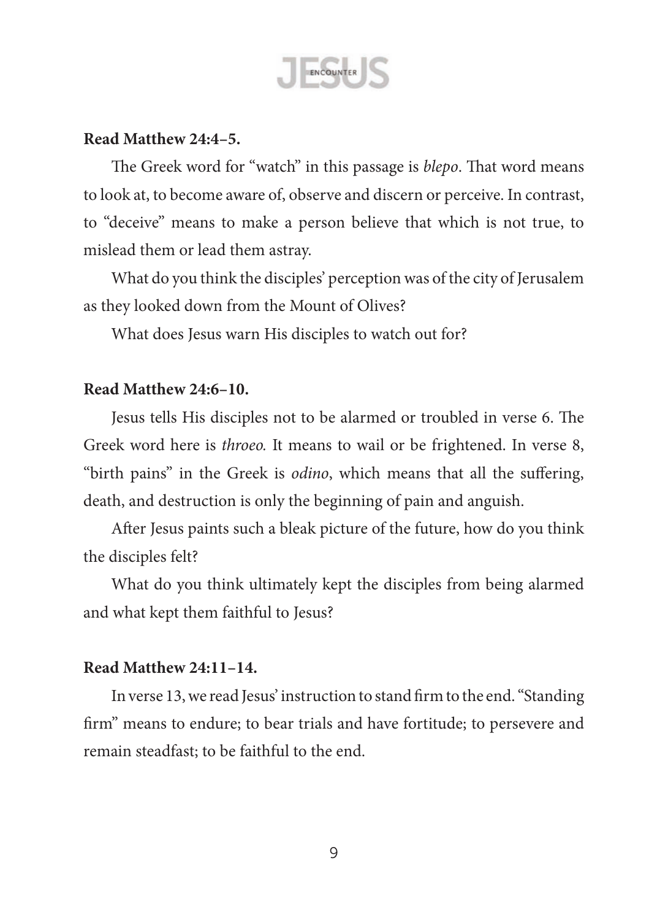**Read Matthew 24:4–5.**

The Greek word for "watch" in this passage is *blepo*. That word means to look at, to become aware of, observe and discern or perceive. In contrast, to "deceive" means to make a person believe that which is not true, to mislead them or lead them astray.

What do you think the disciples' perception was of the city of Jerusalem as they looked down from the Mount of Olives?

What does Jesus warn His disciples to watch out for?

**Read Matthew 24:6–10.**

Jesus tells His disciples not to be alarmed or troubled in verse 6. The Greek word here is *throeo.* It means to wail or be frightened. In verse 8, "birth pains" in the Greek is *odino*, which means that all the suffering, death, and destruction is only the beginning of pain and anguish.

After Jesus paints such a bleak picture of the future, how do you think the disciples felt?

What do you think ultimately kept the disciples from being alarmed and what kept them faithful to Jesus?

**Read Matthew 24:11–14.**

In verse 13, we read Jesus' instruction to stand firm to the end. "Standing firm" means to endure; to bear trials and have fortitude; to persevere and remain steadfast; to be faithful to the end.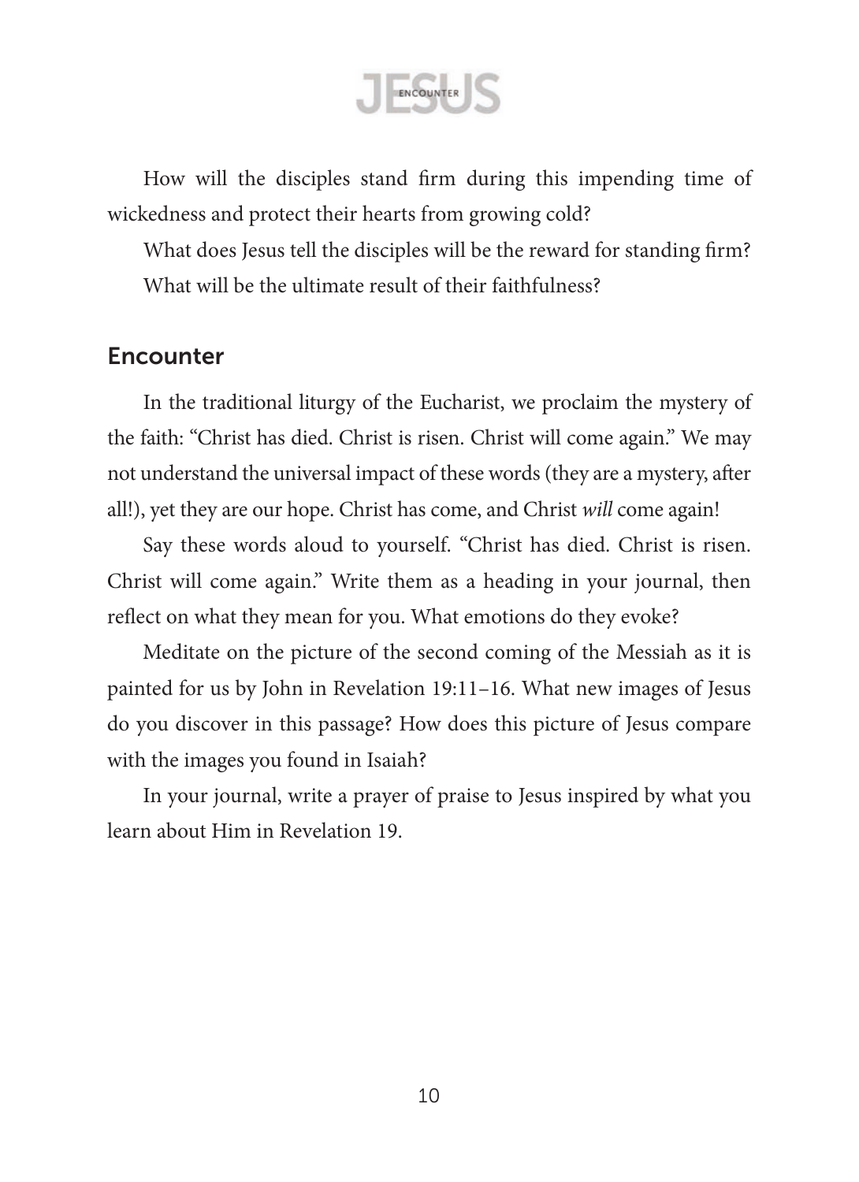How will the disciples stand firm during this impending time of wickedness and protect their hearts from growing cold?

What does Jesus tell the disciples will be the reward for standing firm?

What will be the ultimate result of their faithfulness?

## Encounter

In the traditional liturgy of the Eucharist, we proclaim the mystery of the faith: "Christ has died. Christ is risen. Christ will come again." We may not understand the universal impact of these words (they are a mystery, after all!), yet they are our hope. Christ has come, and Christ *will* come again!

Say these words aloud to yourself. "Christ has died. Christ is risen. Christ will come again." Write them as a heading in your journal, then reflect on what they mean for you. What emotions do they evoke?

Meditate on the picture of the second coming of the Messiah as it is painted for us by John in Revelation 19:11–16. What new images of Jesus do you discover in this passage? How does this picture of Jesus compare with the images you found in Isaiah?

In your journal, write a prayer of praise to Jesus inspired by what you learn about Him in Revelation 19.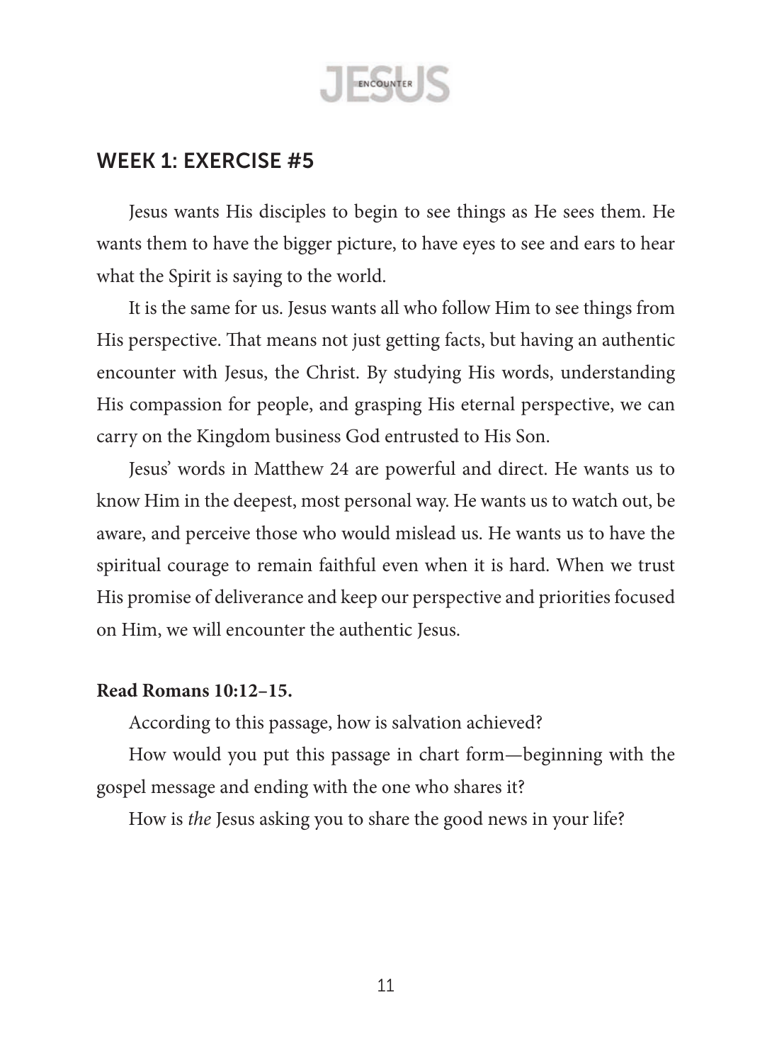## WEEK 1: EXERCISE #5

Jesus wants His disciples to begin to see things as He sees them. He wants them to have the bigger picture, to have eyes to see and ears to hear what the Spirit is saying to the world.

It is the same for us. Jesus wants all who follow Him to see things from His perspective. That means not just getting facts, but having an authentic encounter with Jesus, the Christ. By studying His words, understanding His compassion for people, and grasping His eternal perspective, we can carry on the Kingdom business God entrusted to His Son.

Jesus' words in Matthew 24 are powerful and direct. He wants us to know Him in the deepest, most personal way. He wants us to watch out, be aware, and perceive those who would mislead us. He wants us to have the spiritual courage to remain faithful even when it is hard. When we trust His promise of deliverance and keep our perspective and priorities focused on Him, we will encounter the authentic Jesus.

**Read Romans 10:12–15.**

According to this passage, how is salvation achieved?

How would you put this passage in chart form—beginning with the gospel message and ending with the one who shares it?

How is *the* Jesus asking you to share the good news in your life?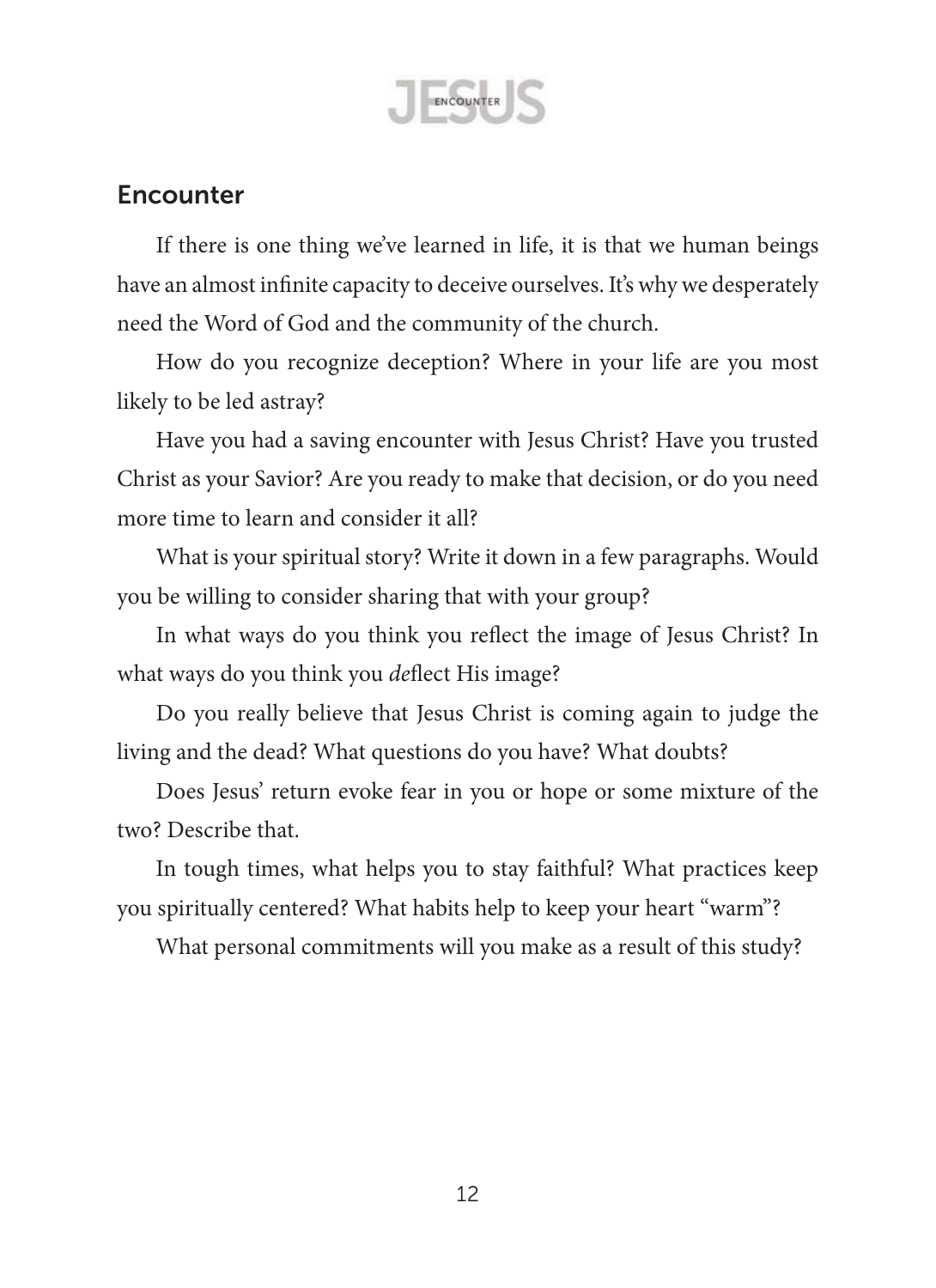## Encounter

If there is one thing we've learned in life, it is that we human beings have an almost infinite capacity to deceive ourselves. It's why we desperately need the Word of God and the community of the church.

How do you recognize deception? Where in your life are you most likely to be led astray?

Have you had a saving encounter with Jesus Christ? Have you trusted Christ as your Savior? Are you ready to make that decision, or do you need more time to learn and consider it all?

What is your spiritual story? Write it down in a few paragraphs. Would you be willing to consider sharing that with your group?

In what ways do you think you reflect the image of Jesus Christ? In what ways do you think you *de*flect His image?

Do you really believe that Jesus Christ is coming again to judge the living and the dead? What questions do you have? What doubts?

Does Jesus' return evoke fear in you or hope or some mixture of the two? Describe that.

In tough times, what helps you to stay faithful? What practices keep you spiritually centered? What habits help to keep your heart "warm"?

What personal commitments will you make as a result of this study?